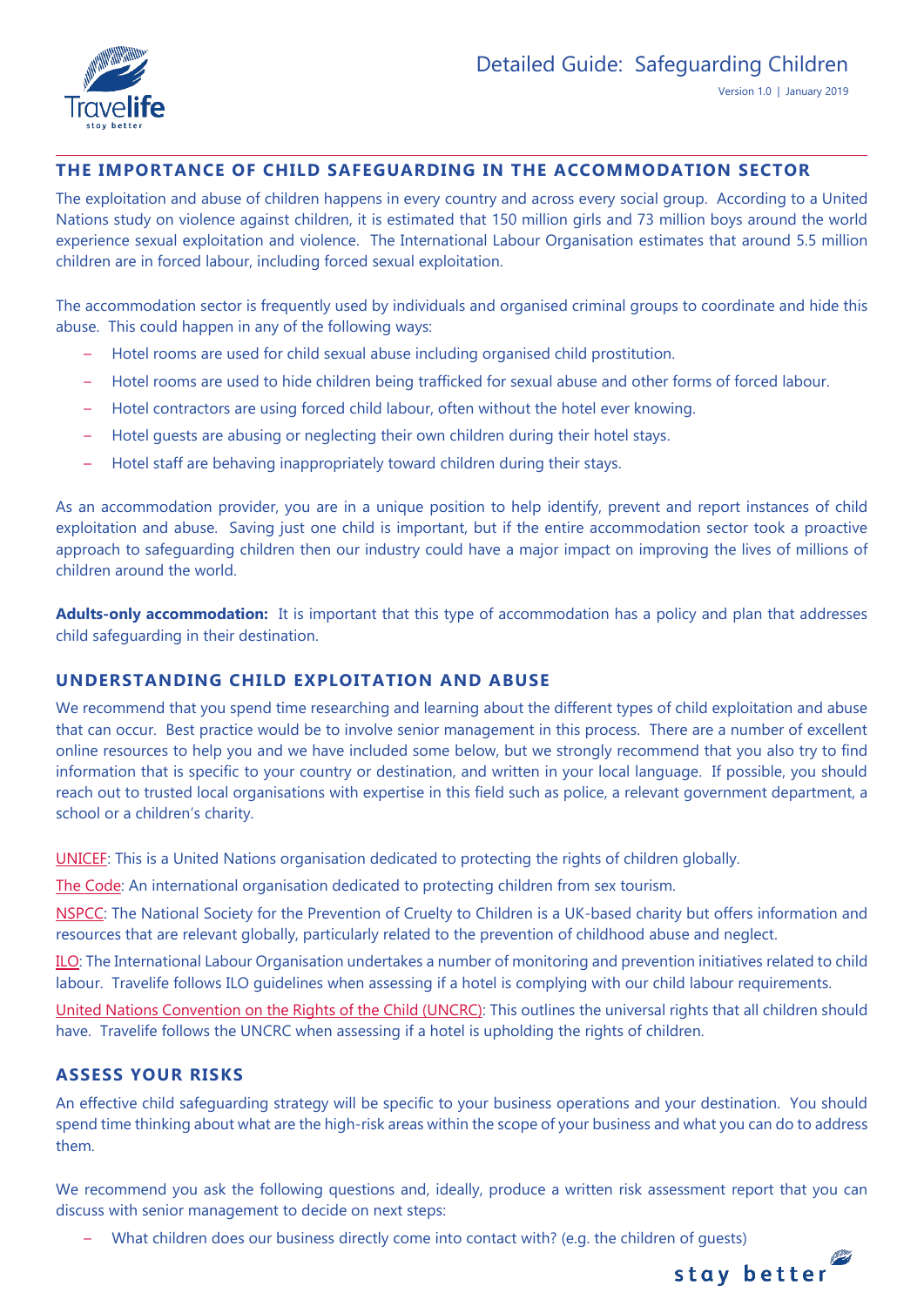# Detailed Guide: Safeguarding Children

Version 1.0 | January 2019

## THE IMPORTANCE OF CHILD SAFEGUARDING IN THE ACCOMMODATION SECTOR

The exploitation and abuse of children happens in every country and across every social group. According to a United Nations study on violence against children, it is estimated that 150 million girls and 73 million boys around the world experience sexual exploitation and violence. The International Labour Organisation estimates that around 5.5 million children are in forced labour, including forced sexual exploitation.

The accommodation sector is frequently used by individuals and organised criminal groups to coordinate and hide this abuse. This could happen in any of the following ways:

- Hotel rooms are used for child sexual abuse including organised child prostitution.
- Hotel rooms are used to hide children being trafficked for sexual abuse and other forms of forced labour.
- Hotel contractors are using forced child labour, often without the hotel ever knowing.
- Hotel guests are abusing or neglecting their own children during their hotel stays.
- Hotel staff are behaving inappropriately toward children during their stays.

As an accommodation provider, you are in a unique position to help identify, prevent and report instances of child exploitation and abuse. Saving just one child is important, but if the entire accommodation sector took a proactive approach to safeguarding children then our industry could have a major impact on improving the lives of millions of children around the world.

**Adults-only accommodation:** It is important that this type of accommodation has a policy and plan that addresses child safeguarding in their destination.

## UNDERSTANDING CHILD EXPLOITATION AND ABUSE

We recommend that you spend time researching and learning about the different types of child exploitation and abuse that can occur. Best practice would be to involve senior management in this process. There are a number of excellent online resources to help you and we have included some below, but we strongly recommend that you also try to find information that is specific to your country or destination, and written in your local language. If possible, you should reach out to trusted local organisations with expertise in this field such as police, a relevant government department, a school or a children's charity.

UNICEF: This is a United Nations organisation dedicated to protecting the rights of children globally.

The Code: An international organisation dedicated to protecting children from sex tourism.

NSPCC: The National Society for the Prevention of Cruelty to Children is a UK-based charity but offers information and resources that are relevant globally, particularly related to the prevention of childhood abuse and neglect.

ILO: The International Labour Organisation undertakes a number of monitoring and prevention initiatives related to child labour. Travelife follows ILO guidelines when assessing if a hotel is complying with our child labour requirements.

United Nations Convention on the Rights of the Child (UNCRC): This outlines the universal rights that all children should have. Travelife follows the UNCRC when assessing if a hotel is upholding the rights of children.

## ASSESS YOUR RISKS

An effective child safeguarding strategy will be specific to your business operations and your destination. You should spend time thinking about what are the high-risk areas within the scope of your business and what you can do to address them.

We recommend you ask the following questions and, ideally, produce a written risk assessment report that you can discuss with senior management to decide on next steps:

- What children does our business directly come into contact with? (e.g. the children of guests)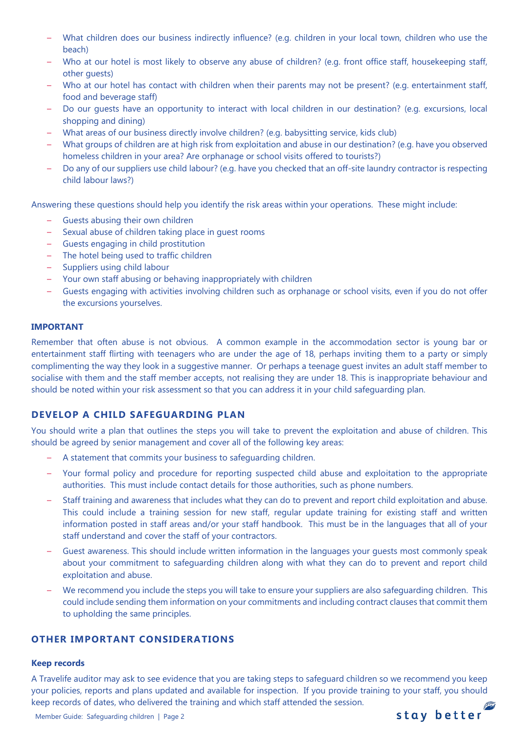- What children does our business indirectly influence? (e.g. children in your local town, children who use the beach)
- Who at our hotel is most likely to observe any abuse of children? (e.g. front office staff, housekeeping staff, other guests)
- Who at our hotel has contact with children when their parents may not be present? (e.g. entertainment staff, food and beverage staff)
- Do our guests have an opportunity to interact with local children in our destination? (e.g. excursions, local shopping and dining)
- What areas of our business directly involve children? (e.g. babysitting service, kids club)
- What groups of children are at high risk from exploitation and abuse in our destination? (e.g. have you observed homeless children in your area? Are orphanage or school visits offered to tourists?)
- Do any of our suppliers use child labour? (e.g. have you checked that an off-site laundry contractor is respecting child labour laws?)

Answering these questions should help you identify the risk areas within your operations. These might include:

- Guests abusing their own children
- Sexual abuse of children taking place in guest rooms
- Guests engaging in child prostitution
- The hotel being used to traffic children
- Suppliers using child labour
- Your own staff abusing or behaving inappropriately with children
- Guests engaging with activities involving children such as orphanage or school visits, even if you do not offer the excursions yourselves.

**IMPORTANT**

Remember that often abuse is not obvious. A common example in the accommodation sector is young bar or entertainment staff flirting with teenagers who are under the age of 18, perhaps inviting them to a party or simply complimenting the way they look in a suggestive manner. Or perhaps a teenage guest invites an adult staff member to socialise with them and the staff member accepts, not realising they are under 18. This is inappropriate behaviour and should be noted within your risk assessment so that you can address it in your child safeguarding plan.

## DEVELOP A CHILD SAFEGUARDING PLAN

You should write a plan that outlines the steps you will take to prevent the exploitation and abuse of children. This should be agreed by senior management and cover all of the following key areas:

- A statement that commits your business to safeguarding children.
- Your formal policy and procedure for reporting suspected child abuse and exploitation to the appropriate authorities. This must include contact details for those authorities, such as phone numbers.
- Staff training and awareness that includes what they can do to prevent and report child exploitation and abuse. This could include a training session for new staff, regular update training for existing staff and written information posted in staff areas and/or your staff handbook. This must be in the languages that all of your staff understand and cover the staff of your contractors.
- Guest awareness. This should include written information in the languages your guests most commonly speak about your commitment to safeguarding children along with what they can do to prevent and report child exploitation and abuse.
- We recommend you include the steps you will take to ensure your suppliers are also safeguarding children. This could include sending them information on your commitments and including contract clauses that commit them to upholding the same principles.

## OTHER IMPORTANT CONSIDERATIONS

### Keep records

A Travelife auditor may ask to see evidence that you are taking steps to safeguard children so we recommend you keep your policies, reports and plans updated and available for inspection. If you provide training to your staff, you should keep records of dates, who delivered the training and which staff attended the session.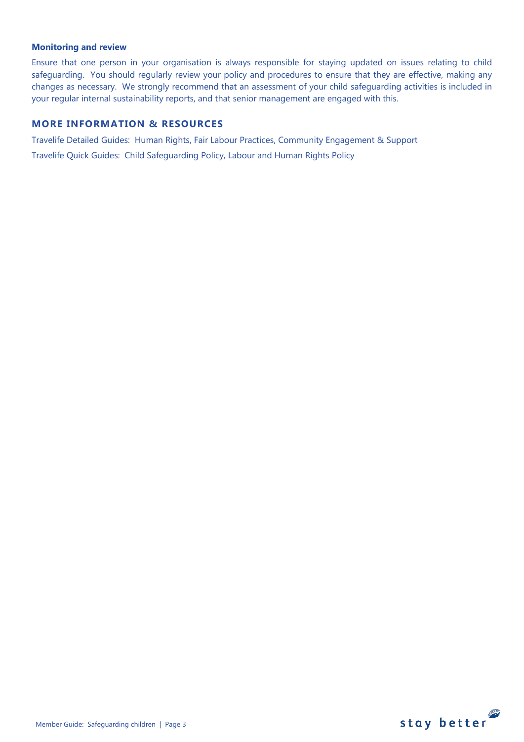**Monitoring and review**

Ensure that one person in your organisation is always responsible for staying updated on issues relating to child safeguarding. You should regularly review your policy and procedures to ensure that they are effective, making any changes as necessary. We strongly recommend that an assessment of your child safeguarding activities is included in your regular internal sustainability reports, and that senior management are engaged with this.

## MORE INFORMATION & RESOURCES

Travelife Detailed Guides: Human Rights, Fair Labour Practices, Community Engagement & Support

Travelife Quick Guides: Child Safeguarding Policy, Labour and Human Rights Policy